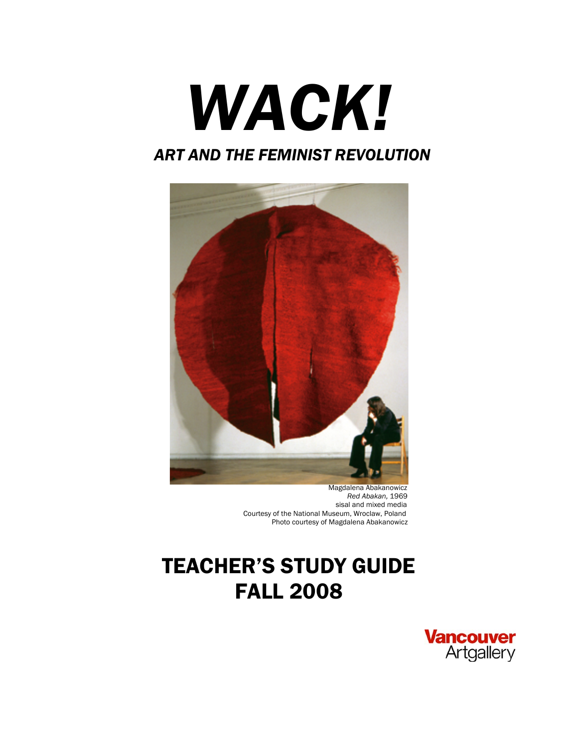# *WACK!*

## *ART AND THE FEMINIST REVOLUTION*

Magdalena Abakanowicz
*Red Abakan,* 1969
sisal and mixed media
Courtesy of the National Museum, Wroclaw, Poland
Photo courtesy of Magdalena Abakanowicz

# TEACHER'S STUDY GUIDE
# FALL 2008

Vancouver Artgallery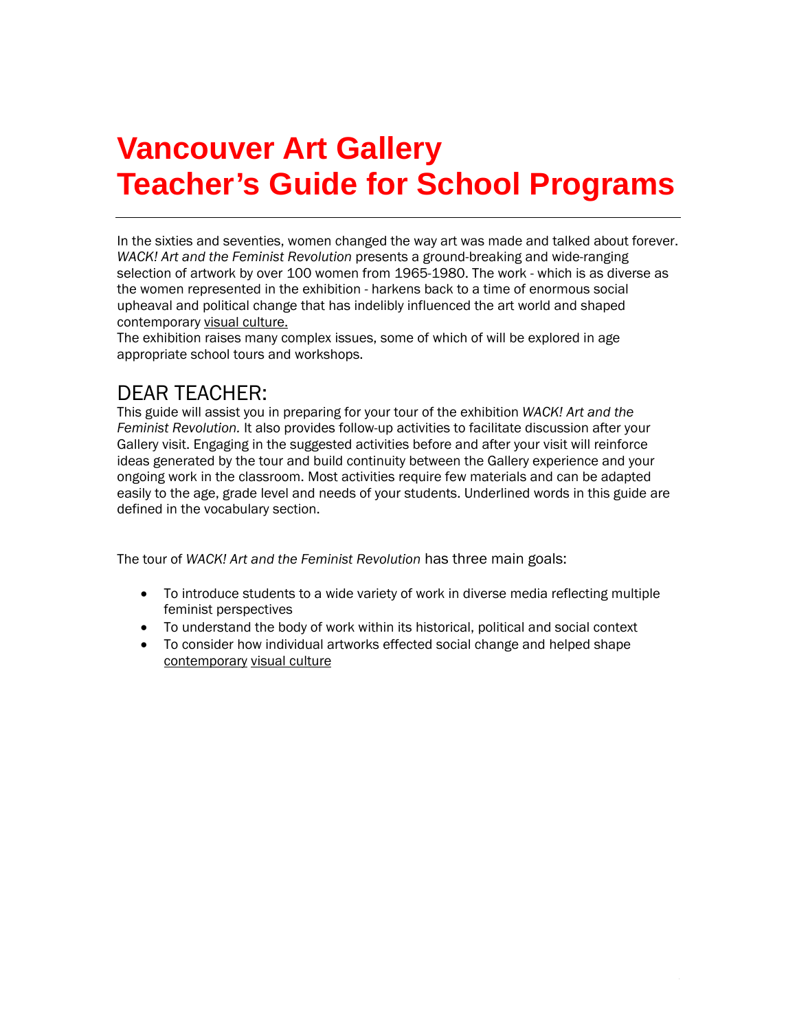# Vancouver Art Gallery
# Teacher's Guide for School Programs

---

In the sixties and seventies, women changed the way art was made and talked about forever. *WACK! Art and the Feminist Revolution* presents a ground-breaking and wide-ranging selection of artwork by over 100 women from 1965-1980. The work - which is as diverse as the women represented in the exhibition - harkens back to a time of enormous social upheaval and political change that has indelibly influenced the art world and shaped contemporary visual culture.
The exhibition raises many complex issues, some of which of will be explored in age appropriate school tours and workshops.

## DEAR TEACHER:

This guide will assist you in preparing for your tour of the exhibition *WACK! Art and the Feminist Revolution.* It also provides follow-up activities to facilitate discussion after your Gallery visit. Engaging in the suggested activities before and after your visit will reinforce ideas generated by the tour and build continuity between the Gallery experience and your ongoing work in the classroom. Most activities require few materials and can be adapted easily to the age, grade level and needs of your students. Underlined words in this guide are defined in the vocabulary section.

The tour of *WACK! Art and the Feminist Revolution* has three main goals:

- To introduce students to a wide variety of work in diverse media reflecting multiple feminist perspectives
- To understand the body of work within its historical, political and social context
- To consider how individual artworks effected social change and helped shape contemporary visual culture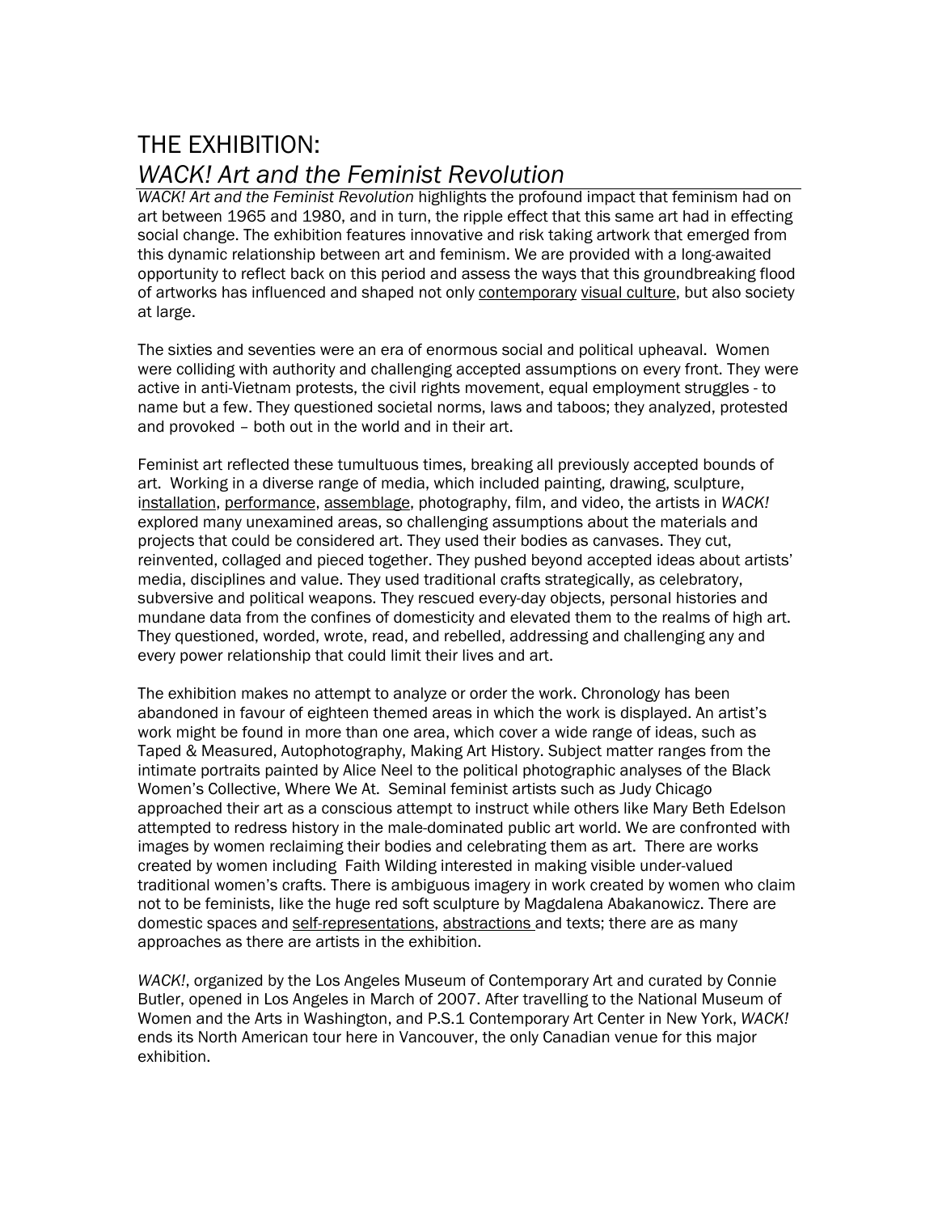# THE EXHIBITION:
# *WACK! Art and the Feminist Revolution*

*WACK! Art and the Feminist Revolution* highlights the profound impact that feminism had on art between 1965 and 1980, and in turn, the ripple effect that this same art had in effecting social change. The exhibition features innovative and risk taking artwork that emerged from this dynamic relationship between art and feminism. We are provided with a long-awaited opportunity to reflect back on this period and assess the ways that this groundbreaking flood of artworks has influenced and shaped not only contemporary visual culture, but also society at large.

The sixties and seventies were an era of enormous social and political upheaval. Women were colliding with authority and challenging accepted assumptions on every front. They were active in anti-Vietnam protests, the civil rights movement, equal employment struggles - to name but a few. They questioned societal norms, laws and taboos; they analyzed, protested and provoked – both out in the world and in their art.

Feminist art reflected these tumultuous times, breaking all previously accepted bounds of art. Working in a diverse range of media, which included painting, drawing, sculpture, installation, performance, assemblage, photography, film, and video, the artists in *WACK!* explored many unexamined areas, so challenging assumptions about the materials and projects that could be considered art. They used their bodies as canvases. They cut, reinvented, collaged and pieced together. They pushed beyond accepted ideas about artists' media, disciplines and value. They used traditional crafts strategically, as celebratory, subversive and political weapons. They rescued every-day objects, personal histories and mundane data from the confines of domesticity and elevated them to the realms of high art. They questioned, worded, wrote, read, and rebelled, addressing and challenging any and every power relationship that could limit their lives and art.

The exhibition makes no attempt to analyze or order the work. Chronology has been abandoned in favour of eighteen themed areas in which the work is displayed. An artist's work might be found in more than one area, which cover a wide range of ideas, such as Taped & Measured, Autophotography, Making Art History. Subject matter ranges from the intimate portraits painted by Alice Neel to the political photographic analyses of the Black Women's Collective, Where We At. Seminal feminist artists such as Judy Chicago approached their art as a conscious attempt to instruct while others like Mary Beth Edelson attempted to redress history in the male-dominated public art world. We are confronted with images by women reclaiming their bodies and celebrating them as art. There are works created by women including Faith Wilding interested in making visible under-valued traditional women's crafts. There is ambiguous imagery in work created by women who claim not to be feminists, like the huge red soft sculpture by Magdalena Abakanowicz. There are domestic spaces and self-representations, abstractions and texts; there are as many approaches as there are artists in the exhibition.

*WACK!*, organized by the Los Angeles Museum of Contemporary Art and curated by Connie Butler, opened in Los Angeles in March of 2007. After travelling to the National Museum of Women and the Arts in Washington, and P.S.1 Contemporary Art Center in New York, *WACK!* ends its North American tour here in Vancouver, the only Canadian venue for this major exhibition.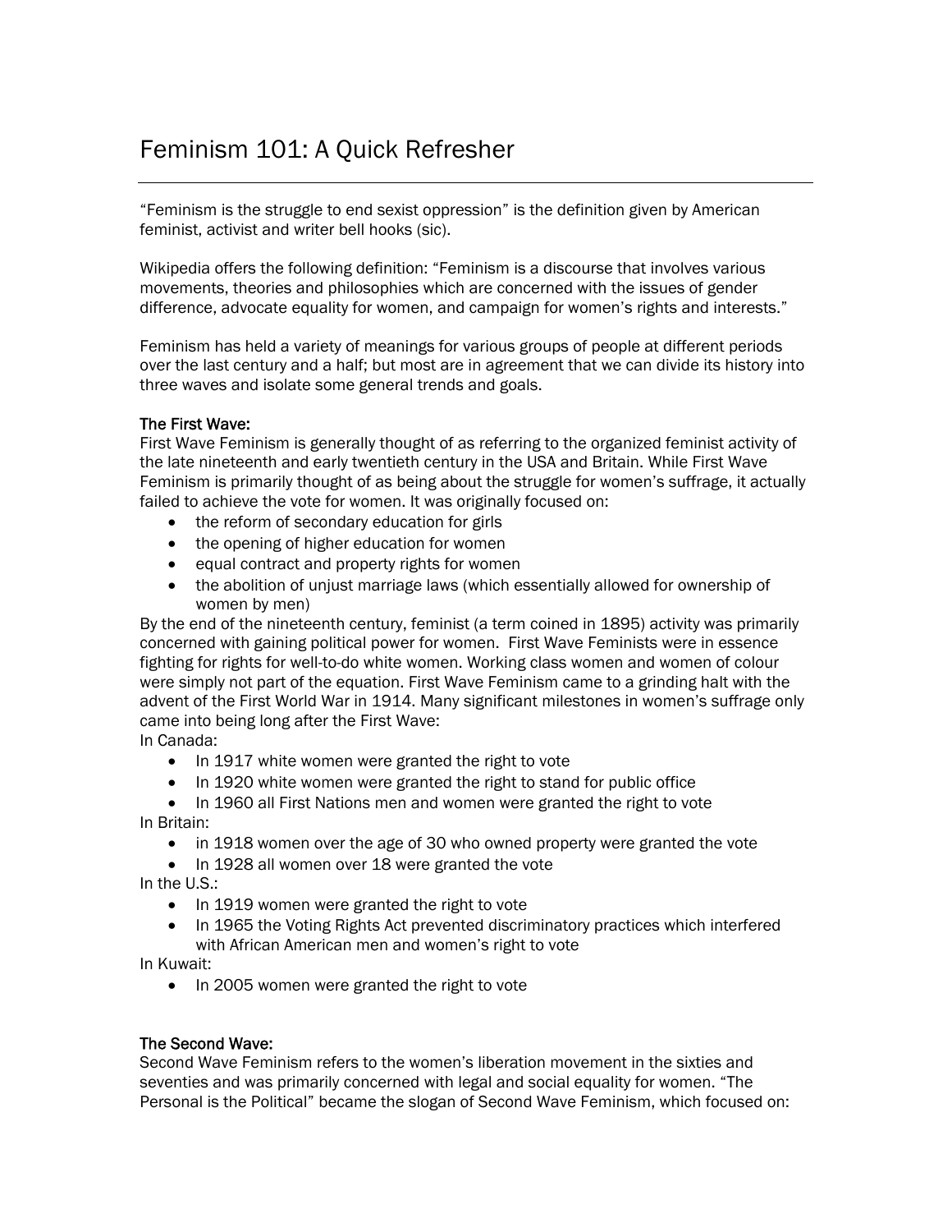# Feminism 101: A Quick Refresher

"Feminism is the struggle to end sexist oppression" is the definition given by American feminist, activist and writer bell hooks (sic).

Wikipedia offers the following definition: "Feminism is a discourse that involves various movements, theories and philosophies which are concerned with the issues of gender difference, advocate equality for women, and campaign for women's rights and interests."

Feminism has held a variety of meanings for various groups of people at different periods over the last century and a half; but most are in agreement that we can divide its history into three waves and isolate some general trends and goals.

## The First Wave:

First Wave Feminism is generally thought of as referring to the organized feminist activity of the late nineteenth and early twentieth century in the USA and Britain. While First Wave Feminism is primarily thought of as being about the struggle for women's suffrage, it actually failed to achieve the vote for women. It was originally focused on:

- the reform of secondary education for girls
- the opening of higher education for women
- equal contract and property rights for women
- the abolition of unjust marriage laws (which essentially allowed for ownership of women by men)

By the end of the nineteenth century, feminist (a term coined in 1895) activity was primarily concerned with gaining political power for women. First Wave Feminists were in essence fighting for rights for well-to-do white women. Working class women and women of colour were simply not part of the equation. First Wave Feminism came to a grinding halt with the advent of the First World War in 1914. Many significant milestones in women's suffrage only came into being long after the First Wave:

In Canada:

- In 1917 white women were granted the right to vote
- In 1920 white women were granted the right to stand for public office
- In 1960 all First Nations men and women were granted the right to vote

In Britain:

- in 1918 women over the age of 30 who owned property were granted the vote
- In 1928 all women over 18 were granted the vote

In the U.S.:

- In 1919 women were granted the right to vote
- In 1965 the Voting Rights Act prevented discriminatory practices which interfered with African American men and women's right to vote

In Kuwait:

- In 2005 women were granted the right to vote

## The Second Wave:

Second Wave Feminism refers to the women's liberation movement in the sixties and seventies and was primarily concerned with legal and social equality for women. "The Personal is the Political" became the slogan of Second Wave Feminism, which focused on: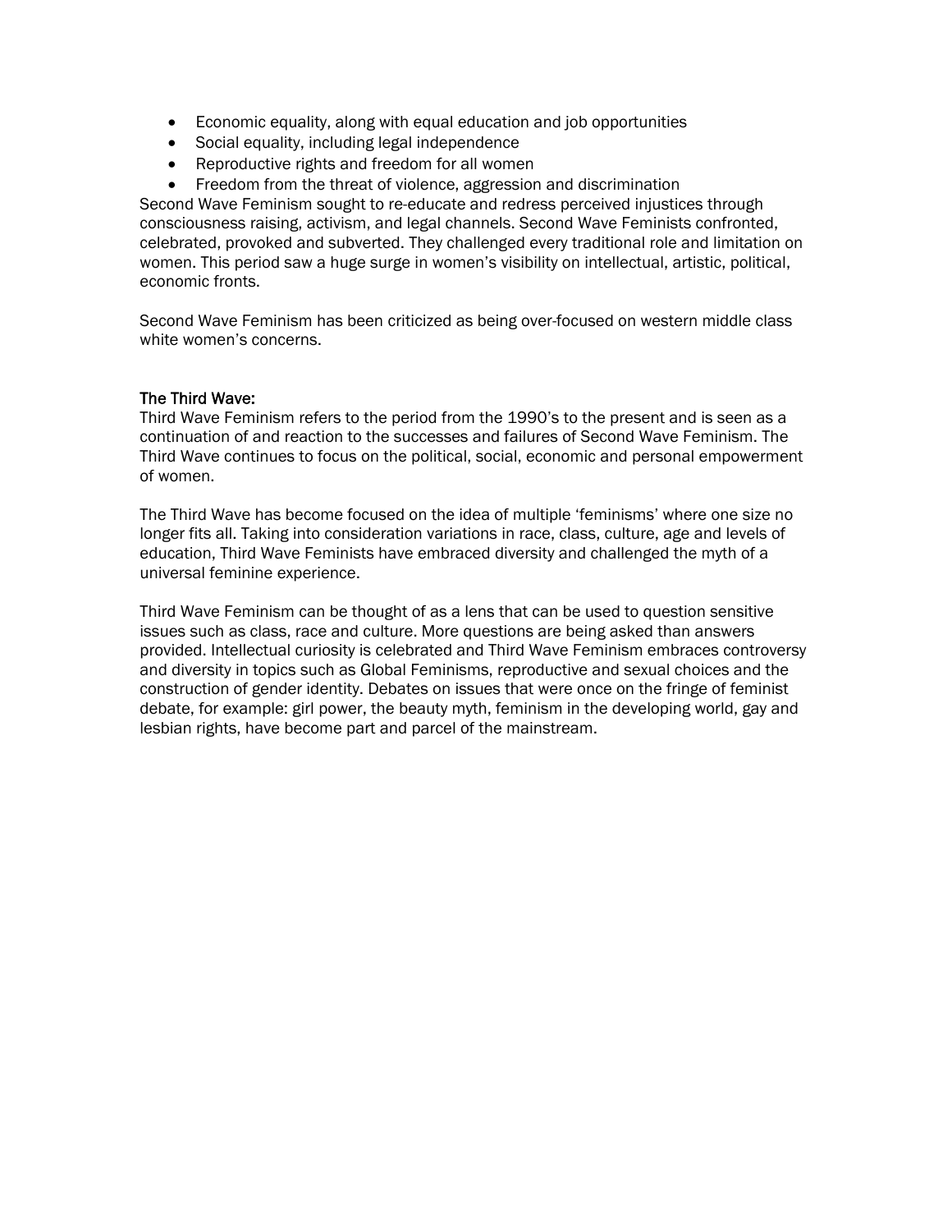- Economic equality, along with equal education and job opportunities
- Social equality, including legal independence
- Reproductive rights and freedom for all women
- Freedom from the threat of violence, aggression and discrimination

Second Wave Feminism sought to re-educate and redress perceived injustices through consciousness raising, activism, and legal channels. Second Wave Feminists confronted, celebrated, provoked and subverted. They challenged every traditional role and limitation on women. This period saw a huge surge in women's visibility on intellectual, artistic, political, economic fronts.

Second Wave Feminism has been criticized as being over-focused on western middle class white women's concerns.

## The Third Wave:

Third Wave Feminism refers to the period from the 1990's to the present and is seen as a continuation of and reaction to the successes and failures of Second Wave Feminism. The Third Wave continues to focus on the political, social, economic and personal empowerment of women.

The Third Wave has become focused on the idea of multiple 'feminisms' where one size no longer fits all. Taking into consideration variations in race, class, culture, age and levels of education, Third Wave Feminists have embraced diversity and challenged the myth of a universal feminine experience.

Third Wave Feminism can be thought of as a lens that can be used to question sensitive issues such as class, race and culture. More questions are being asked than answers provided. Intellectual curiosity is celebrated and Third Wave Feminism embraces controversy and diversity in topics such as Global Feminisms, reproductive and sexual choices and the construction of gender identity. Debates on issues that were once on the fringe of feminist debate, for example: girl power, the beauty myth, feminism in the developing world, gay and lesbian rights, have become part and parcel of the mainstream.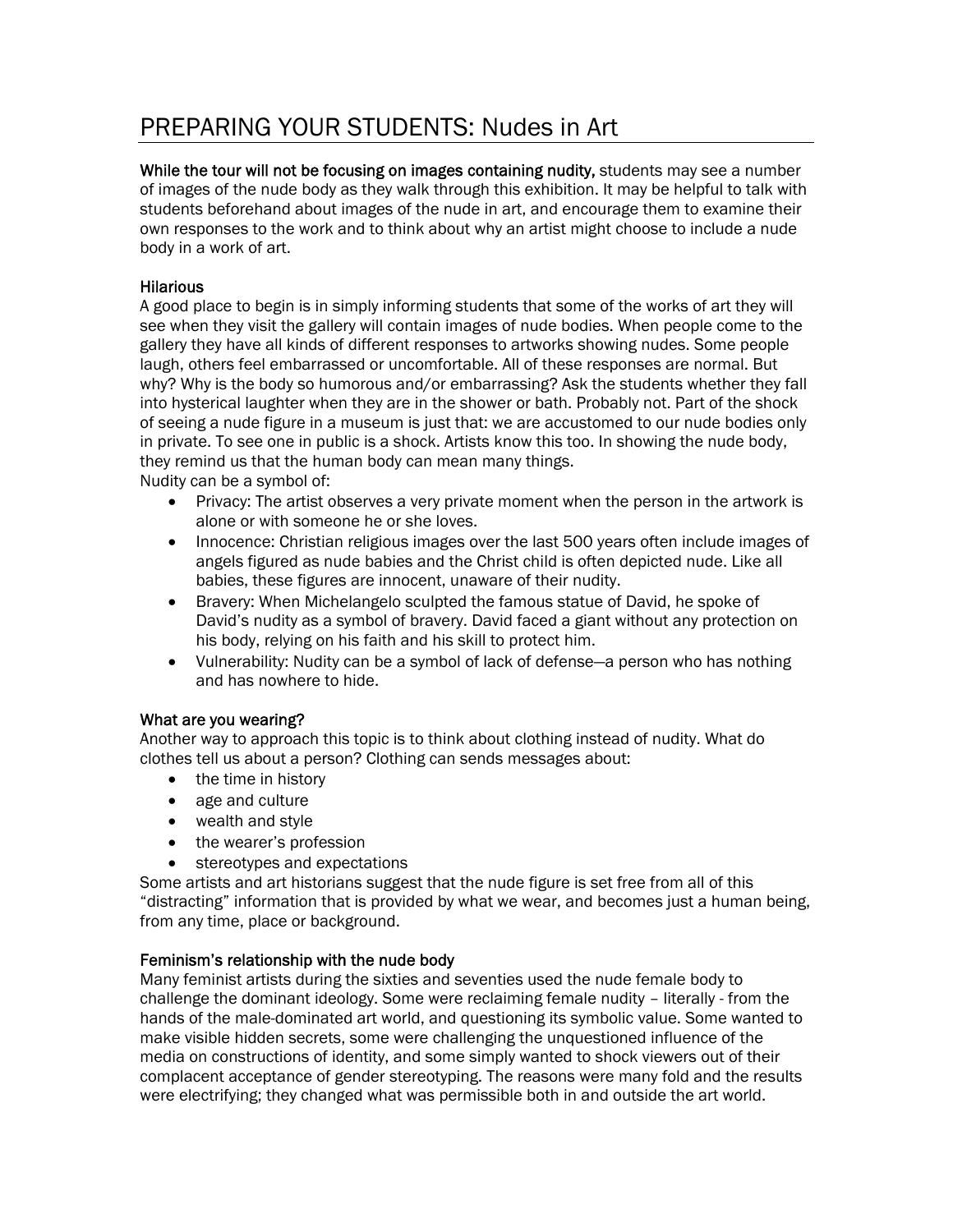# PREPARING YOUR STUDENTS: Nudes in Art

**While the tour will not be focusing on images containing nudity,** students may see a number of images of the nude body as they walk through this exhibition. It may be helpful to talk with students beforehand about images of the nude in art, and encourage them to examine their own responses to the work and to think about why an artist might choose to include a nude body in a work of art.

## Hilarious

A good place to begin is in simply informing students that some of the works of art they will see when they visit the gallery will contain images of nude bodies. When people come to the gallery they have all kinds of different responses to artworks showing nudes. Some people laugh, others feel embarrassed or uncomfortable. All of these responses are normal. But why? Why is the body so humorous and/or embarrassing? Ask the students whether they fall into hysterical laughter when they are in the shower or bath. Probably not. Part of the shock of seeing a nude figure in a museum is just that: we are accustomed to our nude bodies only in private. To see one in public is a shock. Artists know this too. In showing the nude body, they remind us that the human body can mean many things.

Nudity can be a symbol of:

- Privacy: The artist observes a very private moment when the person in the artwork is alone or with someone he or she loves.
- Innocence: Christian religious images over the last 500 years often include images of angels figured as nude babies and the Christ child is often depicted nude. Like all babies, these figures are innocent, unaware of their nudity.
- Bravery: When Michelangelo sculpted the famous statue of David, he spoke of David's nudity as a symbol of bravery. David faced a giant without any protection on his body, relying on his faith and his skill to protect him.
- Vulnerability: Nudity can be a symbol of lack of defense—a person who has nothing and has nowhere to hide.

## What are you wearing?

Another way to approach this topic is to think about clothing instead of nudity. What do clothes tell us about a person? Clothing can sends messages about:

- the time in history
- age and culture
- wealth and style
- the wearer's profession
- stereotypes and expectations

Some artists and art historians suggest that the nude figure is set free from all of this "distracting" information that is provided by what we wear, and becomes just a human being, from any time, place or background.

## Feminism's relationship with the nude body

Many feminist artists during the sixties and seventies used the nude female body to challenge the dominant ideology. Some were reclaiming female nudity – literally - from the hands of the male-dominated art world, and questioning its symbolic value. Some wanted to make visible hidden secrets, some were challenging the unquestioned influence of the media on constructions of identity, and some simply wanted to shock viewers out of their complacent acceptance of gender stereotyping. The reasons were many fold and the results were electrifying; they changed what was permissible both in and outside the art world.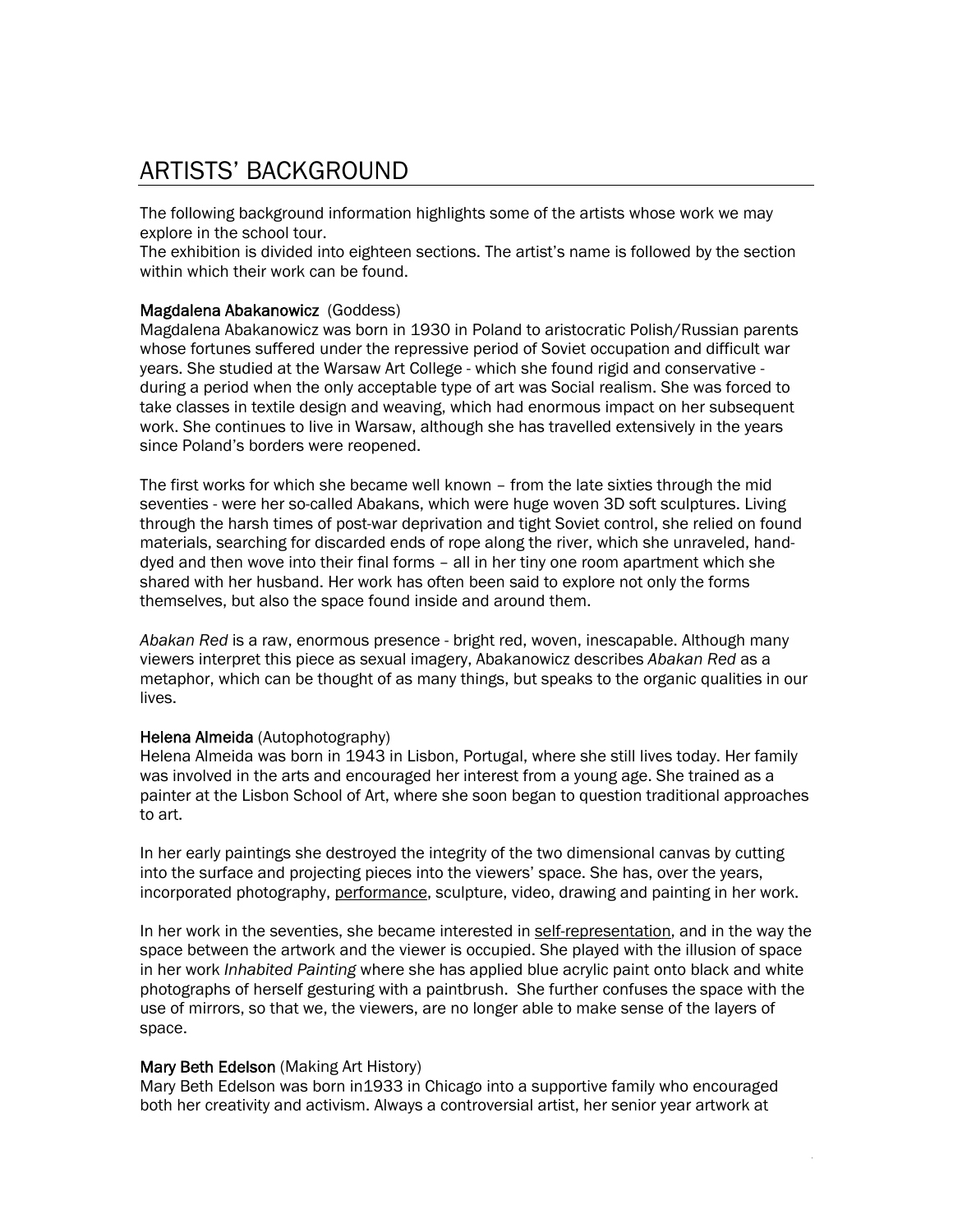# ARTISTS' BACKGROUND

The following background information highlights some of the artists whose work we may explore in the school tour.
The exhibition is divided into eighteen sections. The artist's name is followed by the section within which their work can be found.

**Magdalena Abakanowicz** (Goddess)
Magdalena Abakanowicz was born in 1930 in Poland to aristocratic Polish/Russian parents whose fortunes suffered under the repressive period of Soviet occupation and difficult war years. She studied at the Warsaw Art College - which she found rigid and conservative - during a period when the only acceptable type of art was Social realism. She was forced to take classes in textile design and weaving, which had enormous impact on her subsequent work. She continues to live in Warsaw, although she has travelled extensively in the years since Poland's borders were reopened.

The first works for which she became well known – from the late sixties through the mid seventies - were her so-called Abakans, which were huge woven 3D soft sculptures. Living through the harsh times of post-war deprivation and tight Soviet control, she relied on found materials, searching for discarded ends of rope along the river, which she unraveled, hand-dyed and then wove into their final forms – all in her tiny one room apartment which she shared with her husband. Her work has often been said to explore not only the forms themselves, but also the space found inside and around them.

*Abakan Red* is a raw, enormous presence - bright red, woven, inescapable. Although many viewers interpret this piece as sexual imagery, Abakanowicz describes *Abakan Red* as a metaphor, which can be thought of as many things, but speaks to the organic qualities in our lives.

**Helena Almeida** (Autophotography)
Helena Almeida was born in 1943 in Lisbon, Portugal, where she still lives today. Her family was involved in the arts and encouraged her interest from a young age. She trained as a painter at the Lisbon School of Art, where she soon began to question traditional approaches to art.

In her early paintings she destroyed the integrity of the two dimensional canvas by cutting into the surface and projecting pieces into the viewers' space. She has, over the years, incorporated photography, performance, sculpture, video, drawing and painting in her work.

In her work in the seventies, she became interested in self-representation, and in the way the space between the artwork and the viewer is occupied. She played with the illusion of space in her work *Inhabited Painting* where she has applied blue acrylic paint onto black and white photographs of herself gesturing with a paintbrush. She further confuses the space with the use of mirrors, so that we, the viewers, are no longer able to make sense of the layers of space.

**Mary Beth Edelson** (Making Art History)
Mary Beth Edelson was born in1933 in Chicago into a supportive family who encouraged both her creativity and activism. Always a controversial artist, her senior year artwork at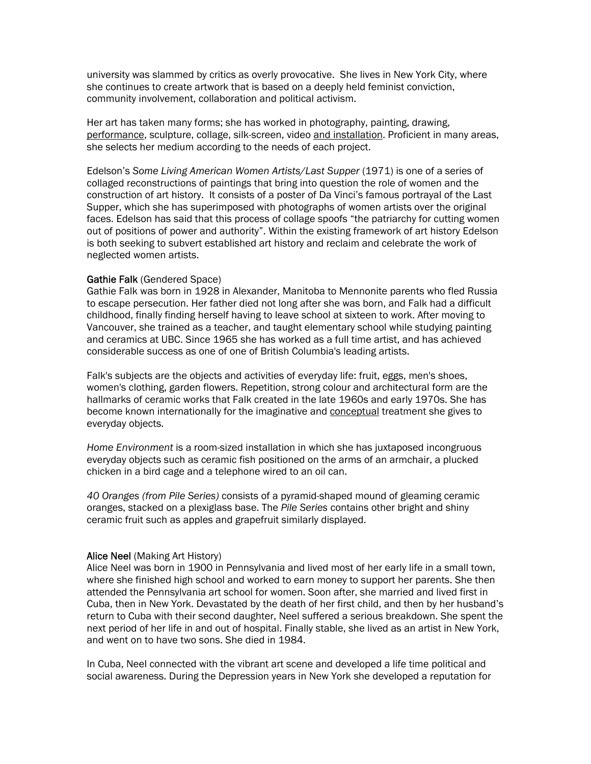university was slammed by critics as overly provocative. She lives in New York City, where she continues to create artwork that is based on a deeply held feminist conviction, community involvement, collaboration and political activism.

Her art has taken many forms; she has worked in photography, painting, drawing, performance, sculpture, collage, silk-screen, video and installation. Proficient in many areas, she selects her medium according to the needs of each project.

Edelson's *Some Living American Women Artists/Last Supper* (1971) is one of a series of collaged reconstructions of paintings that bring into question the role of women and the construction of art history. It consists of a poster of Da Vinci's famous portrayal of the Last Supper, which she has superimposed with photographs of women artists over the original faces. Edelson has said that this process of collage spoofs "the patriarchy for cutting women out of positions of power and authority". Within the existing framework of art history Edelson is both seeking to subvert established art history and reclaim and celebrate the work of neglected women artists.

**Gathie Falk** (Gendered Space)
Gathie Falk was born in 1928 in Alexander, Manitoba to Mennonite parents who fled Russia to escape persecution. Her father died not long after she was born, and Falk had a difficult childhood, finally finding herself having to leave school at sixteen to work. After moving to Vancouver, she trained as a teacher, and taught elementary school while studying painting and ceramics at UBC. Since 1965 she has worked as a full time artist, and has achieved considerable success as one of one of British Columbia's leading artists.

Falk's subjects are the objects and activities of everyday life: fruit, eggs, men's shoes, women's clothing, garden flowers. Repetition, strong colour and architectural form are the hallmarks of ceramic works that Falk created in the late 1960s and early 1970s. She has become known internationally for the imaginative and conceptual treatment she gives to everyday objects.

*Home Environment* is a room-sized installation in which she has juxtaposed incongruous everyday objects such as ceramic fish positioned on the arms of an armchair, a plucked chicken in a bird cage and a telephone wired to an oil can.

*40 Oranges (from Pile Series)* consists of a pyramid-shaped mound of gleaming ceramic oranges, stacked on a plexiglass base. The *Pile Series* contains other bright and shiny ceramic fruit such as apples and grapefruit similarly displayed.

**Alice Neel** (Making Art History)
Alice Neel was born in 1900 in Pennsylvania and lived most of her early life in a small town, where she finished high school and worked to earn money to support her parents. She then attended the Pennsylvania art school for women. Soon after, she married and lived first in Cuba, then in New York. Devastated by the death of her first child, and then by her husband's return to Cuba with their second daughter, Neel suffered a serious breakdown. She spent the next period of her life in and out of hospital. Finally stable, she lived as an artist in New York, and went on to have two sons. She died in 1984.

In Cuba, Neel connected with the vibrant art scene and developed a life time political and social awareness. During the Depression years in New York she developed a reputation for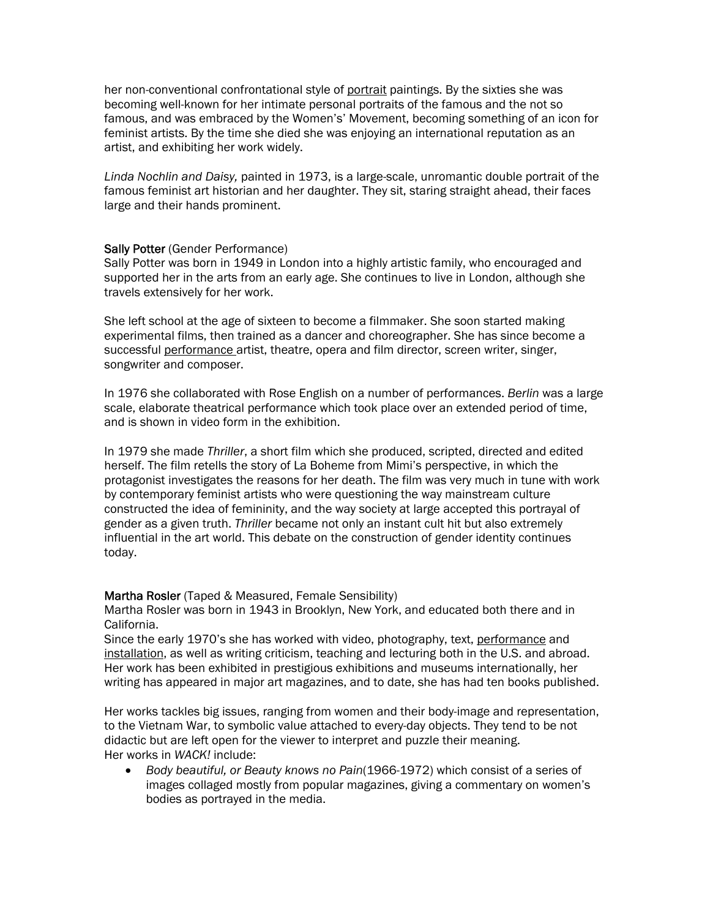her non-conventional confrontational style of portrait paintings. By the sixties she was becoming well-known for her intimate personal portraits of the famous and the not so famous, and was embraced by the Women's' Movement, becoming something of an icon for feminist artists. By the time she died she was enjoying an international reputation as an artist, and exhibiting her work widely.

*Linda Nochlin and Daisy,* painted in 1973, is a large-scale, unromantic double portrait of the famous feminist art historian and her daughter. They sit, staring straight ahead, their faces large and their hands prominent.

Sally Potter (Gender Performance)
Sally Potter was born in 1949 in London into a highly artistic family, who encouraged and supported her in the arts from an early age. She continues to live in London, although she travels extensively for her work.

She left school at the age of sixteen to become a filmmaker. She soon started making experimental films, then trained as a dancer and choreographer. She has since become a successful performance artist, theatre, opera and film director, screen writer, singer, songwriter and composer.

In 1976 she collaborated with Rose English on a number of performances. *Berlin* was a large scale, elaborate theatrical performance which took place over an extended period of time, and is shown in video form in the exhibition.

In 1979 she made *Thriller*, a short film which she produced, scripted, directed and edited herself. The film retells the story of La Boheme from Mimi's perspective, in which the protagonist investigates the reasons for her death. The film was very much in tune with work by contemporary feminist artists who were questioning the way mainstream culture constructed the idea of femininity, and the way society at large accepted this portrayal of gender as a given truth. *Thriller* became not only an instant cult hit but also extremely influential in the art world. This debate on the construction of gender identity continues today.

Martha Rosler (Taped & Measured, Female Sensibility)
Martha Rosler was born in 1943 in Brooklyn, New York, and educated both there and in California.
Since the early 1970's she has worked with video, photography, text, performance and installation, as well as writing criticism, teaching and lecturing both in the U.S. and abroad. Her work has been exhibited in prestigious exhibitions and museums internationally, her writing has appeared in major art magazines, and to date, she has had ten books published.

Her works tackles big issues, ranging from women and their body-image and representation, to the Vietnam War, to symbolic value attached to every-day objects. They tend to be not didactic but are left open for the viewer to interpret and puzzle their meaning.
Her works in *WACK!* include:

- *Body beautiful, or Beauty knows no Pain*(1966-1972) which consist of a series of images collaged mostly from popular magazines, giving a commentary on women's bodies as portrayed in the media.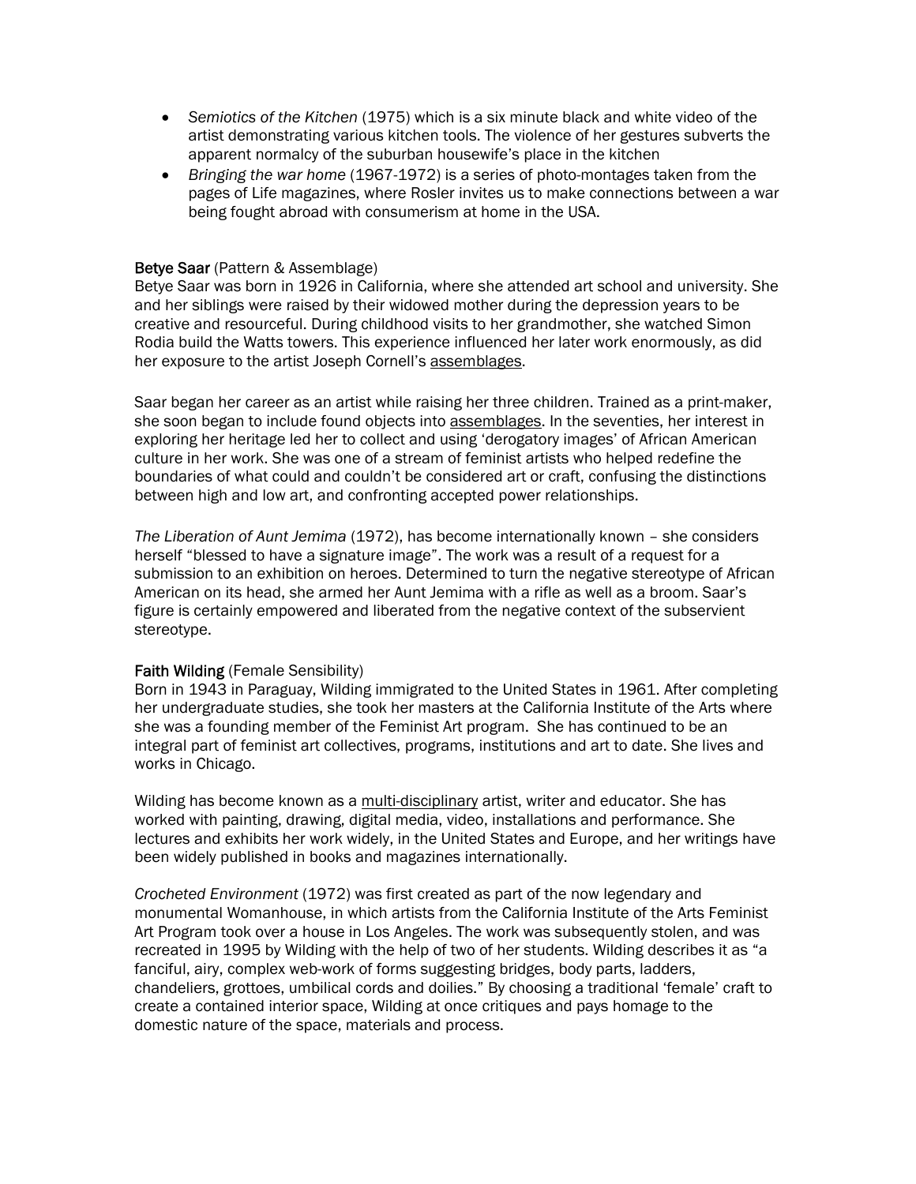- *Semiotics of the Kitchen* (1975) which is a six minute black and white video of the artist demonstrating various kitchen tools. The violence of her gestures subverts the apparent normalcy of the suburban housewife's place in the kitchen
- *Bringing the war home* (1967-1972) is a series of photo-montages taken from the pages of Life magazines, where Rosler invites us to make connections between a war being fought abroad with consumerism at home in the USA.

**Betye Saar** (Pattern & Assemblage)

Betye Saar was born in 1926 in California, where she attended art school and university. She and her siblings were raised by their widowed mother during the depression years to be creative and resourceful. During childhood visits to her grandmother, she watched Simon Rodia build the Watts towers. This experience influenced her later work enormously, as did her exposure to the artist Joseph Cornell's assemblages.

Saar began her career as an artist while raising her three children. Trained as a print-maker, she soon began to include found objects into assemblages. In the seventies, her interest in exploring her heritage led her to collect and using 'derogatory images' of African American culture in her work. She was one of a stream of feminist artists who helped redefine the boundaries of what could and couldn't be considered art or craft, confusing the distinctions between high and low art, and confronting accepted power relationships.

*The Liberation of Aunt Jemima* (1972), has become internationally known – she considers herself "blessed to have a signature image". The work was a result of a request for a submission to an exhibition on heroes. Determined to turn the negative stereotype of African American on its head, she armed her Aunt Jemima with a rifle as well as a broom. Saar's figure is certainly empowered and liberated from the negative context of the subservient stereotype.

**Faith Wilding** (Female Sensibility)

Born in 1943 in Paraguay, Wilding immigrated to the United States in 1961. After completing her undergraduate studies, she took her masters at the California Institute of the Arts where she was a founding member of the Feminist Art program. She has continued to be an integral part of feminist art collectives, programs, institutions and art to date. She lives and works in Chicago.

Wilding has become known as a multi-disciplinary artist, writer and educator. She has worked with painting, drawing, digital media, video, installations and performance. She lectures and exhibits her work widely, in the United States and Europe, and her writings have been widely published in books and magazines internationally.

*Crocheted Environment* (1972) was first created as part of the now legendary and monumental Womanhouse, in which artists from the California Institute of the Arts Feminist Art Program took over a house in Los Angeles. The work was subsequently stolen, and was recreated in 1995 by Wilding with the help of two of her students. Wilding describes it as "a fanciful, airy, complex web-work of forms suggesting bridges, body parts, ladders, chandeliers, grottoes, umbilical cords and doilies." By choosing a traditional 'female' craft to create a contained interior space, Wilding at once critiques and pays homage to the domestic nature of the space, materials and process.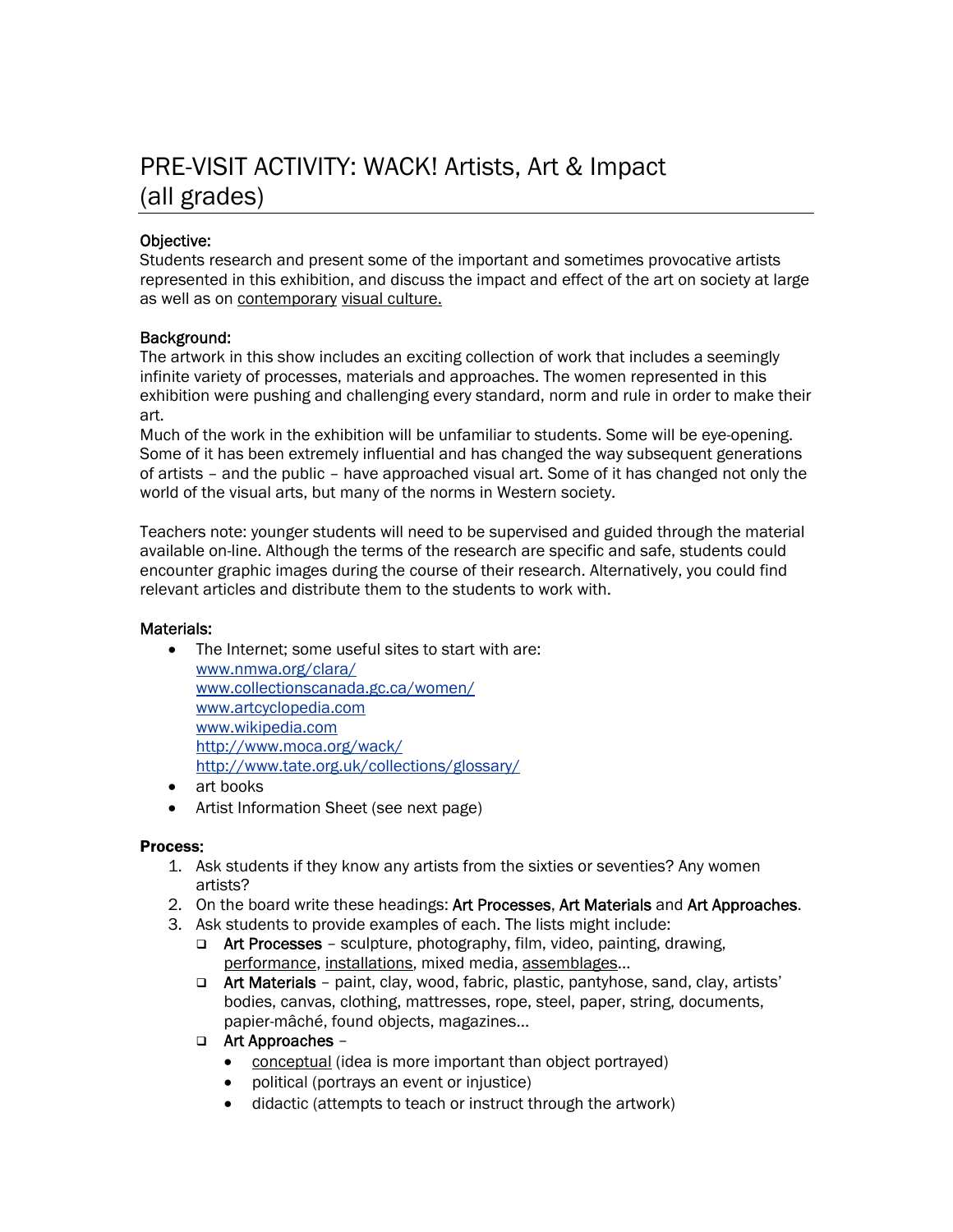# PRE-VISIT ACTIVITY: WACK! Artists, Art & Impact (all grades)

**Objective:**
Students research and present some of the important and sometimes provocative artists represented in this exhibition, and discuss the impact and effect of the art on society at large as well as on contemporary visual culture.

**Background:**
The artwork in this show includes an exciting collection of work that includes a seemingly infinite variety of processes, materials and approaches. The women represented in this exhibition were pushing and challenging every standard, norm and rule in order to make their art.
Much of the work in the exhibition will be unfamiliar to students. Some will be eye-opening. Some of it has been extremely influential and has changed the way subsequent generations of artists – and the public – have approached visual art. Some of it has changed not only the world of the visual arts, but many of the norms in Western society.

Teachers note: younger students will need to be supervised and guided through the material available on-line. Although the terms of the research are specific and safe, students could encounter graphic images during the course of their research. Alternatively, you could find relevant articles and distribute them to the students to work with.

**Materials:**

- The Internet; some useful sites to start with are:
  www.nmwa.org/clara/
  www.collectionscanada.gc.ca/women/
  www.artcyclopedia.com
  www.wikipedia.com
  http://www.moca.org/wack/
  http://www.tate.org.uk/collections/glossary/
- art books
- Artist Information Sheet (see next page)

**Process:**

1. Ask students if they know any artists from the sixties or seventies? Any women artists?
2. On the board write these headings: **Art Processes**, **Art Materials** and **Art Approaches**.
3. Ask students to provide examples of each. The lists might include:
   - **Art Processes** – sculpture, photography, film, video, painting, drawing, performance, installations, mixed media, assemblages…
   - **Art Materials** – paint, clay, wood, fabric, plastic, pantyhose, sand, clay, artists' bodies, canvas, clothing, mattresses, rope, steel, paper, string, documents, papier-mâché, found objects, magazines…
   - **Art Approaches** –
     - conceptual (idea is more important than object portrayed)
     - political (portrays an event or injustice)
     - didactic (attempts to teach or instruct through the artwork)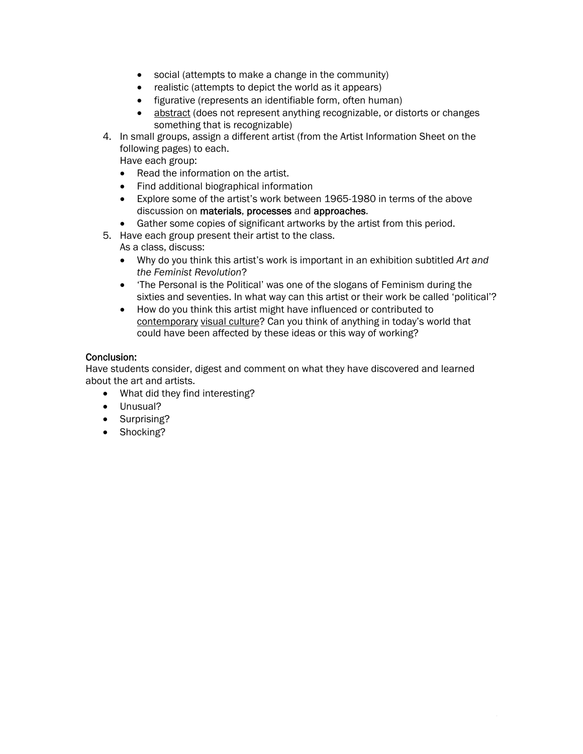- social (attempts to make a change in the community)
  - realistic (attempts to depict the world as it appears)
  - figurative (represents an identifiable form, often human)
  - abstract (does not represent anything recognizable, or distorts or changes something that is recognizable)

4. In small groups, assign a different artist (from the Artist Information Sheet on the following pages) to each.
   Have each group:
   - Read the information on the artist.
   - Find additional biographical information
   - Explore some of the artist's work between 1965-1980 in terms of the above discussion on **materials**, **processes** and **approaches**.
   - Gather some copies of significant artworks by the artist from this period.
5. Have each group present their artist to the class.
   As a class, discuss:
   - Why do you think this artist's work is important in an exhibition subtitled *Art and the Feminist Revolution*?
   - 'The Personal is the Political' was one of the slogans of Feminism during the sixties and seventies. In what way can this artist or their work be called 'political'?
   - How do you think this artist might have influenced or contributed to contemporary visual culture? Can you think of anything in today's world that could have been affected by these ideas or this way of working?

**Conclusion:**

Have students consider, digest and comment on what they have discovered and learned about the art and artists.

- What did they find interesting?
- Unusual?
- Surprising?
- Shocking?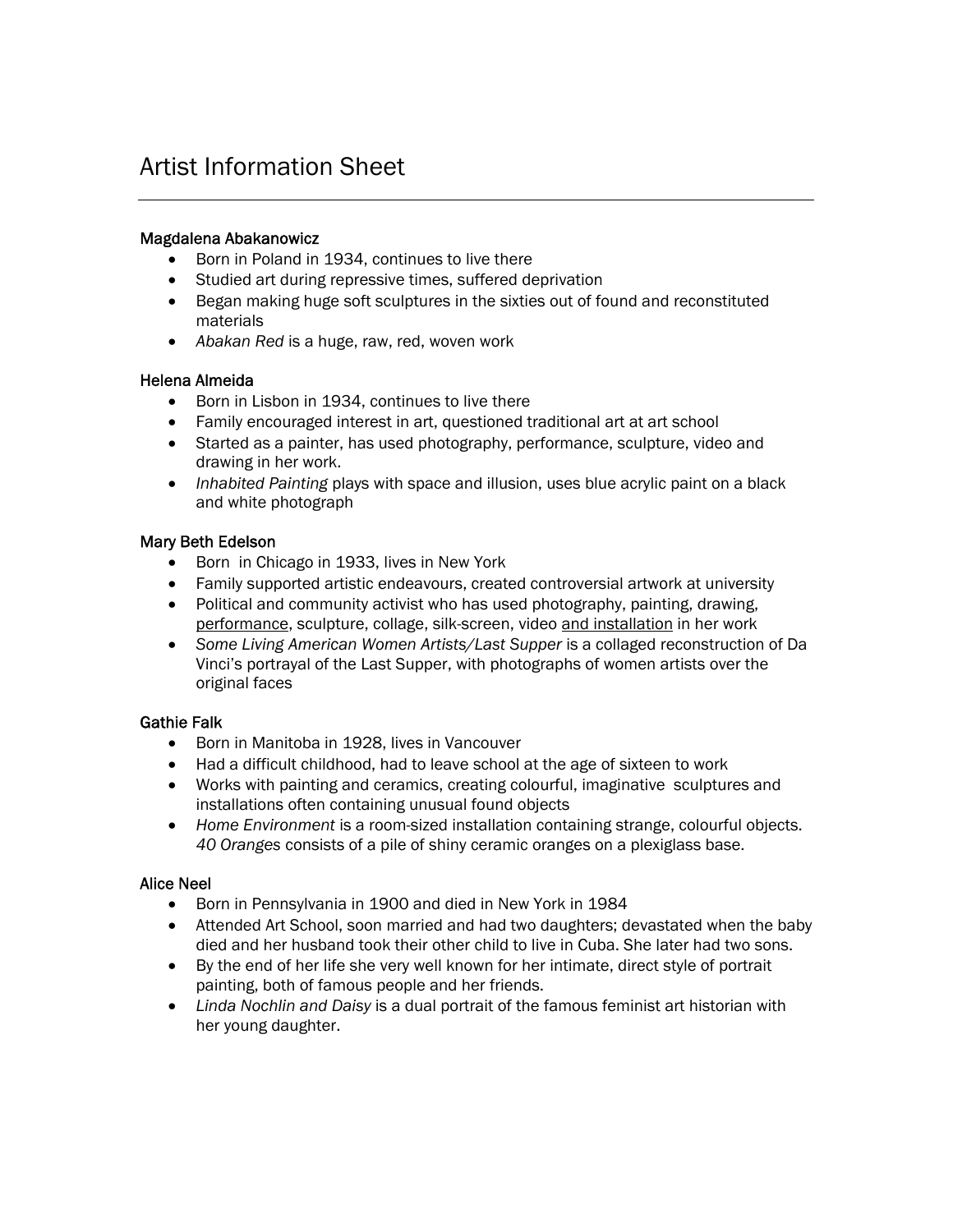# Artist Information Sheet

---

**Magdalena Abakanowicz**

- Born in Poland in 1934, continues to live there
- Studied art during repressive times, suffered deprivation
- Began making huge soft sculptures in the sixties out of found and reconstituted materials
- *Abakan Red* is a huge, raw, red, woven work

**Helena Almeida**

- Born in Lisbon in 1934, continues to live there
- Family encouraged interest in art, questioned traditional art at art school
- Started as a painter, has used photography, performance, sculpture, video and drawing in her work.
- *Inhabited Painting* plays with space and illusion, uses blue acrylic paint on a black and white photograph

**Mary Beth Edelson**

- Born in Chicago in 1933, lives in New York
- Family supported artistic endeavours, created controversial artwork at university
- Political and community activist who has used photography, painting, drawing, performance, sculpture, collage, silk-screen, video and installation in her work
- *Some Living American Women Artists/Last Supper* is a collaged reconstruction of Da Vinci's portrayal of the Last Supper, with photographs of women artists over the original faces

**Gathie Falk**

- Born in Manitoba in 1928, lives in Vancouver
- Had a difficult childhood, had to leave school at the age of sixteen to work
- Works with painting and ceramics, creating colourful, imaginative sculptures and installations often containing unusual found objects
- *Home Environment* is a room-sized installation containing strange, colourful objects. *40 Oranges* consists of a pile of shiny ceramic oranges on a plexiglass base.

**Alice Neel**

- Born in Pennsylvania in 1900 and died in New York in 1984
- Attended Art School, soon married and had two daughters; devastated when the baby died and her husband took their other child to live in Cuba. She later had two sons.
- By the end of her life she very well known for her intimate, direct style of portrait painting, both of famous people and her friends.
- *Linda Nochlin and Daisy* is a dual portrait of the famous feminist art historian with her young daughter.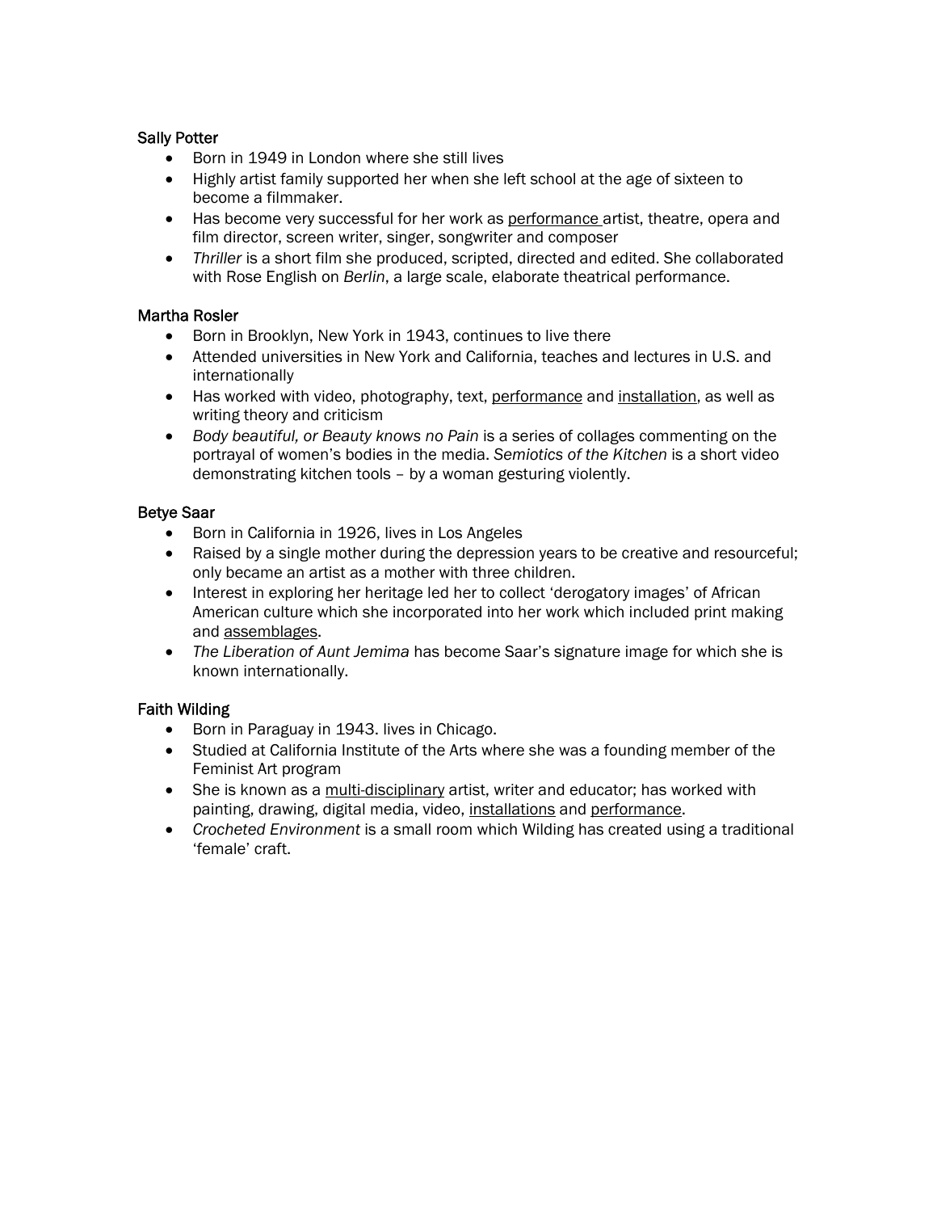## Sally Potter

- Born in 1949 in London where she still lives
- Highly artist family supported her when she left school at the age of sixteen to become a filmmaker.
- Has become very successful for her work as performance artist, theatre, opera and film director, screen writer, singer, songwriter and composer
- *Thriller* is a short film she produced, scripted, directed and edited. She collaborated with Rose English on *Berlin*, a large scale, elaborate theatrical performance.

## Martha Rosler

- Born in Brooklyn, New York in 1943, continues to live there
- Attended universities in New York and California, teaches and lectures in U.S. and internationally
- Has worked with video, photography, text, performance and installation, as well as writing theory and criticism
- *Body beautiful, or Beauty knows no Pain* is a series of collages commenting on the portrayal of women's bodies in the media. *Semiotics of the Kitchen* is a short video demonstrating kitchen tools – by a woman gesturing violently.

## Betye Saar

- Born in California in 1926, lives in Los Angeles
- Raised by a single mother during the depression years to be creative and resourceful; only became an artist as a mother with three children.
- Interest in exploring her heritage led her to collect 'derogatory images' of African American culture which she incorporated into her work which included print making and assemblages.
- *The Liberation of Aunt Jemima* has become Saar's signature image for which she is known internationally.

## Faith Wilding

- Born in Paraguay in 1943. lives in Chicago.
- Studied at California Institute of the Arts where she was a founding member of the Feminist Art program
- She is known as a multi-disciplinary artist, writer and educator; has worked with painting, drawing, digital media, video, installations and performance.
- *Crocheted Environment* is a small room which Wilding has created using a traditional 'female' craft.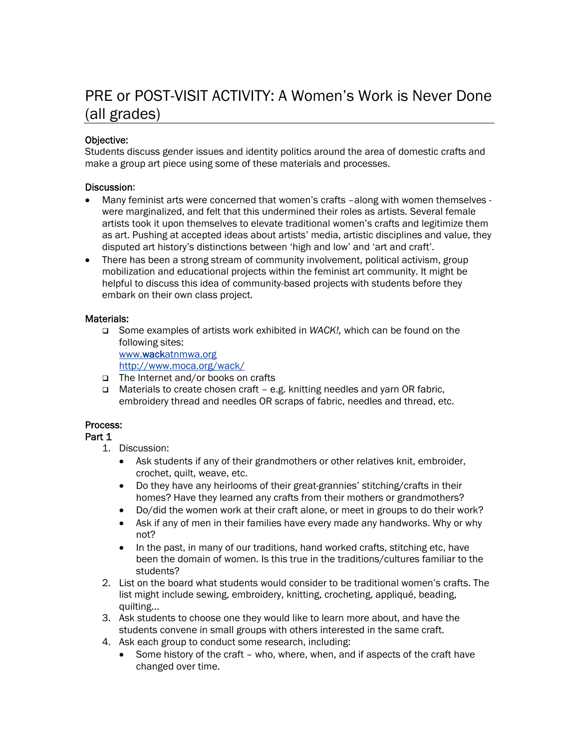# PRE or POST-VISIT ACTIVITY: A Women's Work is Never Done (all grades)

**Objective:**
Students discuss gender issues and identity politics around the area of domestic crafts and make a group art piece using some of these materials and processes.

**Discussion:**

- Many feminist arts were concerned that women's crafts –along with women themselves - were marginalized, and felt that this undermined their roles as artists. Several female artists took it upon themselves to elevate traditional women's crafts and legitimize them as art. Pushing at accepted ideas about artists' media, artistic disciplines and value, they disputed art history's distinctions between 'high and low' and 'art and craft'.
- There has been a strong stream of community involvement, political activism, group mobilization and educational projects within the feminist art community. It might be helpful to discuss this idea of community-based projects with students before they embark on their own class project.

**Materials:**

- Some examples of artists work exhibited in *WACK!,* which can be found on the following sites:
  www.**wack**atnmwa.org
  http://www.moca.org/wack/
- The Internet and/or books on crafts
- Materials to create chosen craft – e.g. knitting needles and yarn OR fabric, embroidery thread and needles OR scraps of fabric, needles and thread, etc.

**Process:**

**Part 1**

1. Discussion:
   - Ask students if any of their grandmothers or other relatives knit, embroider, crochet, quilt, weave, etc.
   - Do they have any heirlooms of their great-grannies' stitching/crafts in their homes? Have they learned any crafts from their mothers or grandmothers?
   - Do/did the women work at their craft alone, or meet in groups to do their work?
   - Ask if any of men in their families have every made any handworks. Why or why not?
   - In the past, in many of our traditions, hand worked crafts, stitching etc, have been the domain of women. Is this true in the traditions/cultures familiar to the students?
2. List on the board what students would consider to be traditional women's crafts. The list might include sewing, embroidery, knitting, crocheting, appliqué, beading, quilting…
3. Ask students to choose one they would like to learn more about, and have the students convene in small groups with others interested in the same craft.
4. Ask each group to conduct some research, including:
   - Some history of the craft – who, where, when, and if aspects of the craft have changed over time.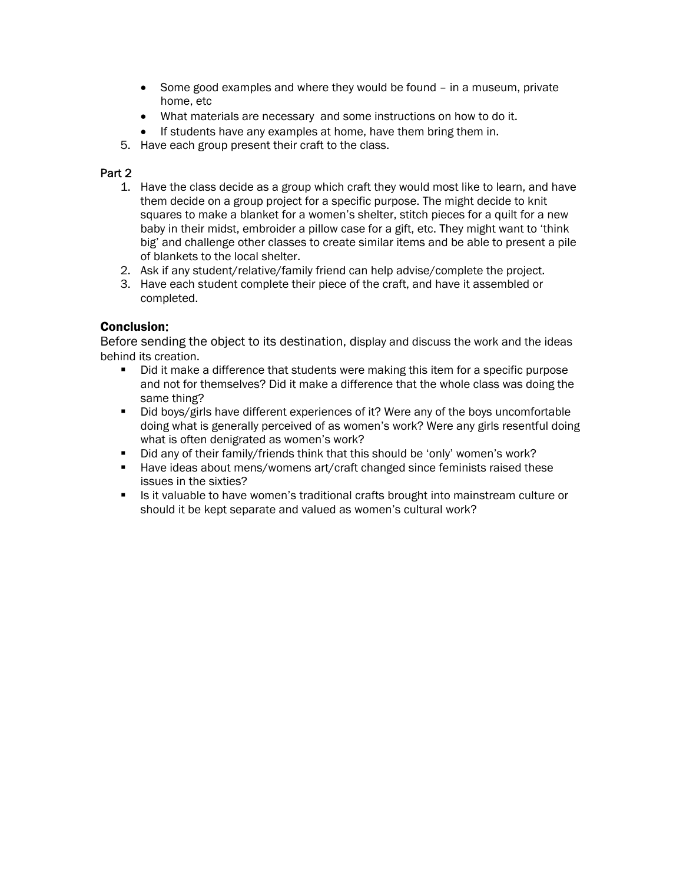- Some good examples and where they would be found – in a museum, private home, etc
- What materials are necessary  and some instructions on how to do it.
- If students have any examples at home, have them bring them in.

5. Have each group present their craft to the class.

### Part 2

1. Have the class decide as a group which craft they would most like to learn, and have them decide on a group project for a specific purpose. The might decide to knit squares to make a blanket for a women's shelter, stitch pieces for a quilt for a new baby in their midst, embroider a pillow case for a gift, etc. They might want to 'think big' and challenge other classes to create similar items and be able to present a pile of blankets to the local shelter.
2. Ask if any student/relative/family friend can help advise/complete the project.
3. Have each student complete their piece of the craft, and have it assembled or completed.

### Conclusion:

Before sending the object to its destination, display and discuss the work and the ideas behind its creation.

- Did it make a difference that students were making this item for a specific purpose and not for themselves? Did it make a difference that the whole class was doing the same thing?
- Did boys/girls have different experiences of it? Were any of the boys uncomfortable doing what is generally perceived of as women's work? Were any girls resentful doing what is often denigrated as women's work?
- Did any of their family/friends think that this should be 'only' women's work?
- Have ideas about mens/womens art/craft changed since feminists raised these issues in the sixties?
- Is it valuable to have women's traditional crafts brought into mainstream culture or should it be kept separate and valued as women's cultural work?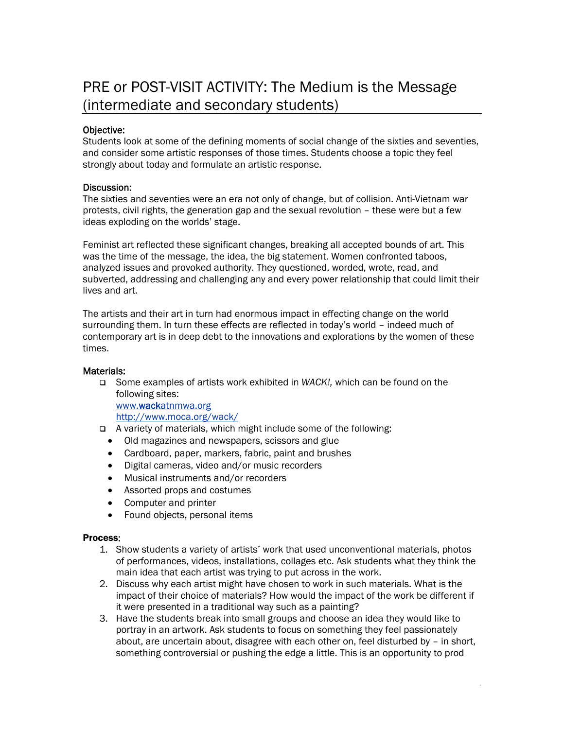# PRE or POST-VISIT ACTIVITY: The Medium is the Message (intermediate and secondary students)

**Objective:**
Students look at some of the defining moments of social change of the sixties and seventies, and consider some artistic responses of those times. Students choose a topic they feel strongly about today and formulate an artistic response.

**Discussion:**
The sixties and seventies were an era not only of change, but of collision. Anti-Vietnam war protests, civil rights, the generation gap and the sexual revolution – these were but a few ideas exploding on the worlds' stage.

Feminist art reflected these significant changes, breaking all accepted bounds of art. This was the time of the message, the idea, the big statement. Women confronted taboos, analyzed issues and provoked authority. They questioned, worded, wrote, read, and subverted, addressing and challenging any and every power relationship that could limit their lives and art.

The artists and their art in turn had enormous impact in effecting change on the world surrounding them. In turn these effects are reflected in today's world – indeed much of contemporary art is in deep debt to the innovations and explorations by the women of these times.

**Materials:**

- Some examples of artists work exhibited in *WACK!,* which can be found on the following sites:
  [www.wackatnmwa.org](www.wackatnmwa.org)
  [http://www.moca.org/wack/](http://www.moca.org/wack/)
- A variety of materials, which might include some of the following:
  - Old magazines and newspapers, scissors and glue
  - Cardboard, paper, markers, fabric, paint and brushes
  - Digital cameras, video and/or music recorders
  - Musical instruments and/or recorders
  - Assorted props and costumes
  - Computer and printer
  - Found objects, personal items

**Process:**

1. Show students a variety of artists' work that used unconventional materials, photos of performances, videos, installations, collages etc. Ask students what they think the main idea that each artist was trying to put across in the work.
2. Discuss why each artist might have chosen to work in such materials. What is the impact of their choice of materials? How would the impact of the work be different if it were presented in a traditional way such as a painting?
3. Have the students break into small groups and choose an idea they would like to portray in an artwork. Ask students to focus on something they feel passionately about, are uncertain about, disagree with each other on, feel disturbed by – in short, something controversial or pushing the edge a little. This is an opportunity to prod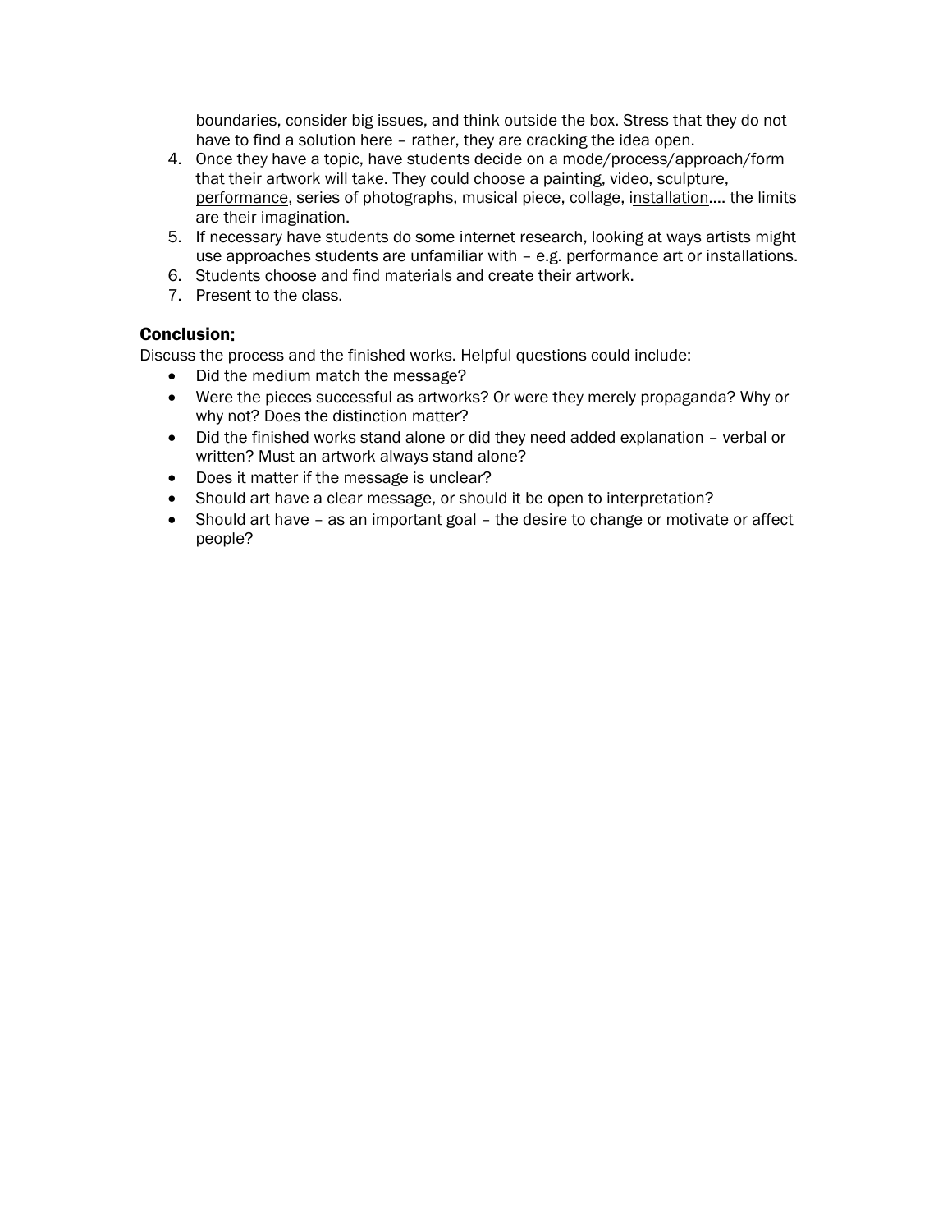boundaries, consider big issues, and think outside the box. Stress that they do not have to find a solution here – rather, they are cracking the idea open.

4. Once they have a topic, have students decide on a mode/process/approach/form that their artwork will take. They could choose a painting, video, sculpture, performance, series of photographs, musical piece, collage, installation.... the limits are their imagination.
5. If necessary have students do some internet research, looking at ways artists might use approaches students are unfamiliar with – e.g. performance art or installations.
6. Students choose and find materials and create their artwork.
7. Present to the class.

### Conclusion:

Discuss the process and the finished works. Helpful questions could include:

- Did the medium match the message?
- Were the pieces successful as artworks? Or were they merely propaganda? Why or why not? Does the distinction matter?
- Did the finished works stand alone or did they need added explanation – verbal or written? Must an artwork always stand alone?
- Does it matter if the message is unclear?
- Should art have a clear message, or should it be open to interpretation?
- Should art have – as an important goal – the desire to change or motivate or affect people?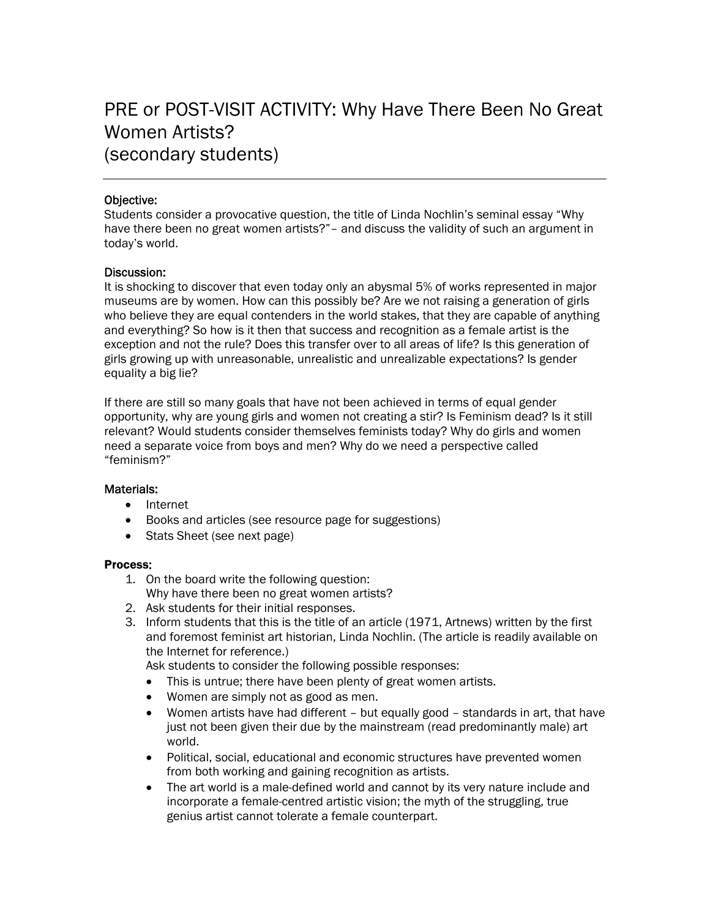# PRE or POST-VISIT ACTIVITY: Why Have There Been No Great Women Artists? (secondary students)

---

**Objective:**

Students consider a provocative question, the title of Linda Nochlin's seminal essay "Why have there been no great women artists?"– and discuss the validity of such an argument in today's world.

**Discussion:**

It is shocking to discover that even today only an abysmal 5% of works represented in major museums are by women. How can this possibly be? Are we not raising a generation of girls who believe they are equal contenders in the world stakes, that they are capable of anything and everything? So how is it then that success and recognition as a female artist is the exception and not the rule? Does this transfer over to all areas of life? Is this generation of girls growing up with unreasonable, unrealistic and unrealizable expectations? Is gender equality a big lie?

If there are still so many goals that have not been achieved in terms of equal gender opportunity, why are young girls and women not creating a stir? Is Feminism dead? Is it still relevant? Would students consider themselves feminists today? Why do girls and women need a separate voice from boys and men? Why do we need a perspective called "feminism?"

**Materials:**

- Internet
- Books and articles (see resource page for suggestions)
- Stats Sheet (see next page)

**Process:**

1. On the board write the following question:
   Why have there been no great women artists?
2. Ask students for their initial responses.
3. Inform students that this is the title of an article (1971, Artnews) written by the first and foremost feminist art historian, Linda Nochlin. (The article is readily available on the Internet for reference.)
   Ask students to consider the following possible responses:
   - This is untrue; there have been plenty of great women artists.
   - Women are simply not as good as men.
   - Women artists have had different – but equally good – standards in art, that have just not been given their due by the mainstream (read predominantly male) art world.
   - Political, social, educational and economic structures have prevented women from both working and gaining recognition as artists.
   - The art world is a male-defined world and cannot by its very nature include and incorporate a female-centred artistic vision; the myth of the struggling, true genius artist cannot tolerate a female counterpart.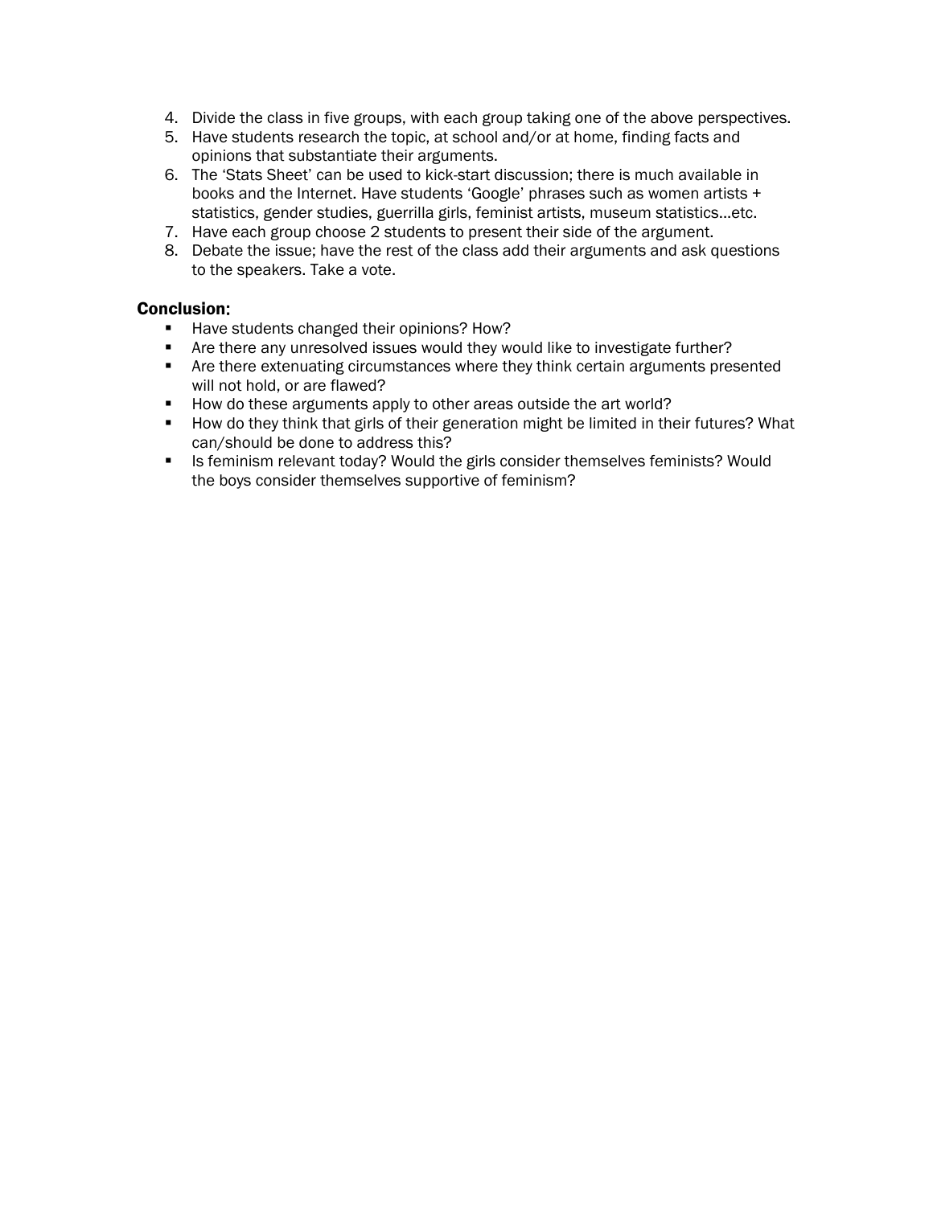4. Divide the class in five groups, with each group taking one of the above perspectives.
5. Have students research the topic, at school and/or at home, finding facts and opinions that substantiate their arguments.
6. The 'Stats Sheet' can be used to kick-start discussion; there is much available in books and the Internet. Have students 'Google' phrases such as women artists + statistics, gender studies, guerrilla girls, feminist artists, museum statistics…etc.
7. Have each group choose 2 students to present their side of the argument.
8. Debate the issue; have the rest of the class add their arguments and ask questions to the speakers. Take a vote.

**Conclusion:**

- Have students changed their opinions? How?
- Are there any unresolved issues would they would like to investigate further?
- Are there extenuating circumstances where they think certain arguments presented will not hold, or are flawed?
- How do these arguments apply to other areas outside the art world?
- How do they think that girls of their generation might be limited in their futures? What can/should be done to address this?
- Is feminism relevant today? Would the girls consider themselves feminists? Would the boys consider themselves supportive of feminism?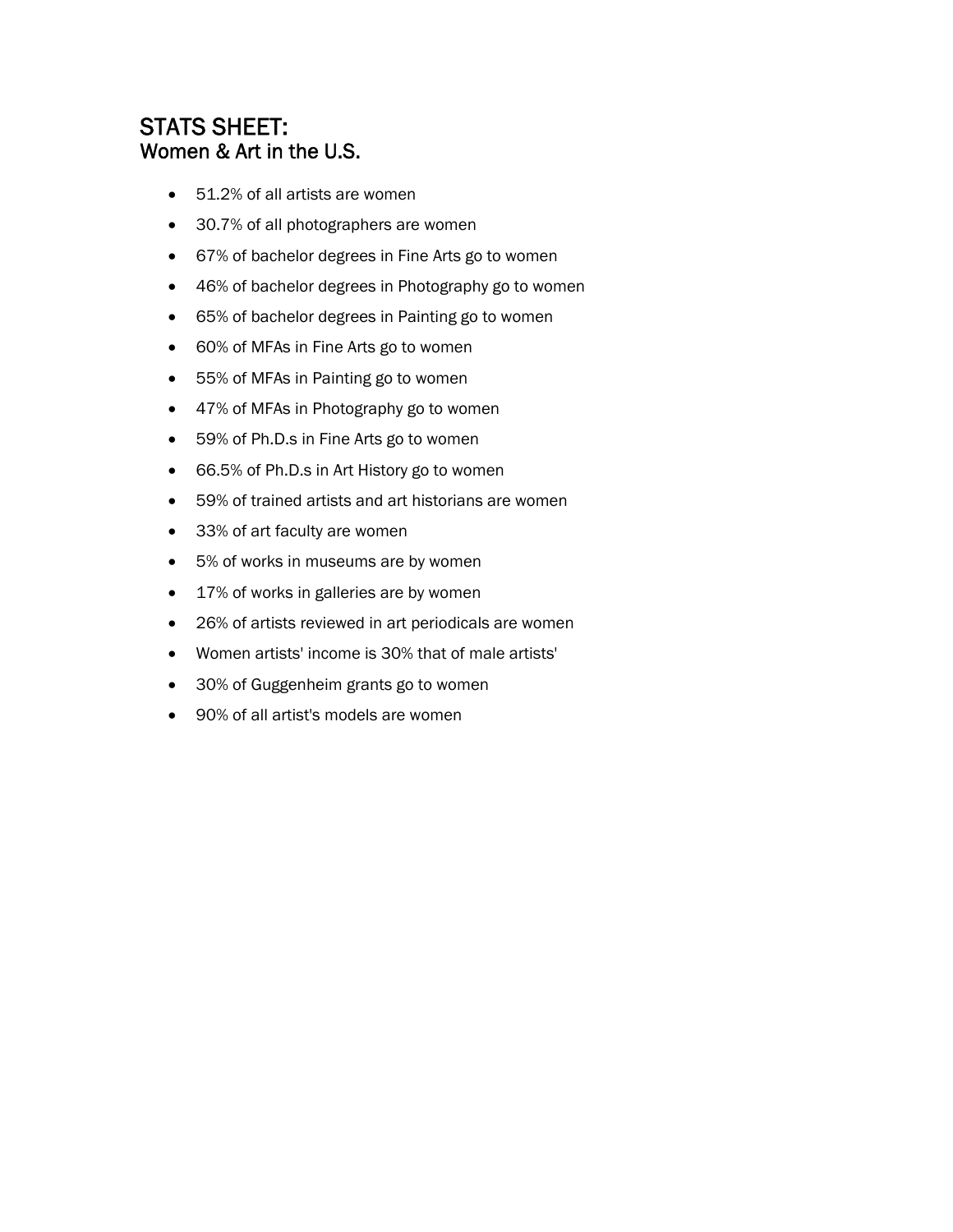# STATS SHEET:
## Women & Art in the U.S.

- 51.2% of all artists are women
- 30.7% of all photographers are women
- 67% of bachelor degrees in Fine Arts go to women
- 46% of bachelor degrees in Photography go to women
- 65% of bachelor degrees in Painting go to women
- 60% of MFAs in Fine Arts go to women
- 55% of MFAs in Painting go to women
- 47% of MFAs in Photography go to women
- 59% of Ph.D.s in Fine Arts go to women
- 66.5% of Ph.D.s in Art History go to women
- 59% of trained artists and art historians are women
- 33% of art faculty are women
- 5% of works in museums are by women
- 17% of works in galleries are by women
- 26% of artists reviewed in art periodicals are women
- Women artists' income is 30% that of male artists'
- 30% of Guggenheim grants go to women
- 90% of all artist's models are women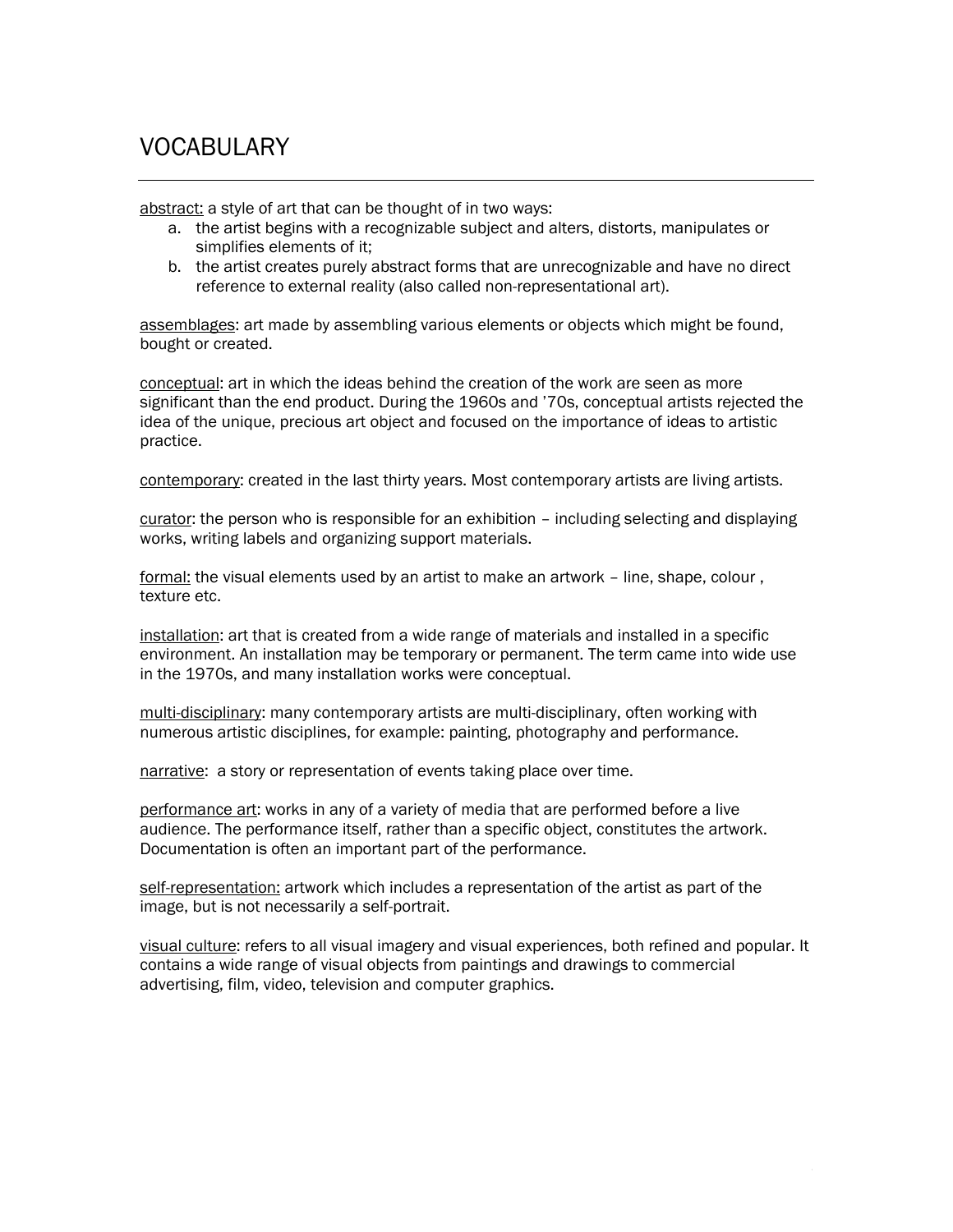# VOCABULARY

---

<u>abstract:</u> a style of art that can be thought of in two ways:

a. the artist begins with a recognizable subject and alters, distorts, manipulates or simplifies elements of it;
b. the artist creates purely abstract forms that are unrecognizable and have no direct reference to external reality (also called non-representational art).

<u>assemblages</u>: art made by assembling various elements or objects which might be found, bought or created.

<u>conceptual</u>: art in which the ideas behind the creation of the work are seen as more significant than the end product. During the 1960s and '70s, conceptual artists rejected the idea of the unique, precious art object and focused on the importance of ideas to artistic practice.

<u>contemporary</u>: created in the last thirty years. Most contemporary artists are living artists.

<u>curator</u>: the person who is responsible for an exhibition – including selecting and displaying works, writing labels and organizing support materials.

<u>formal:</u> the visual elements used by an artist to make an artwork – line, shape, colour , texture etc.

<u>installation</u>: art that is created from a wide range of materials and installed in a specific environment. An installation may be temporary or permanent. The term came into wide use in the 1970s, and many installation works were conceptual.

<u>multi-disciplinary</u>: many contemporary artists are multi-disciplinary, often working with numerous artistic disciplines, for example: painting, photography and performance.

<u>narrative</u>: a story or representation of events taking place over time.

<u>performance art</u>: works in any of a variety of media that are performed before a live audience. The performance itself, rather than a specific object, constitutes the artwork. Documentation is often an important part of the performance.

<u>self-representation:</u> artwork which includes a representation of the artist as part of the image, but is not necessarily a self-portrait.

<u>visual culture</u>: refers to all visual imagery and visual experiences, both refined and popular. It contains a wide range of visual objects from paintings and drawings to commercial advertising, film, video, television and computer graphics.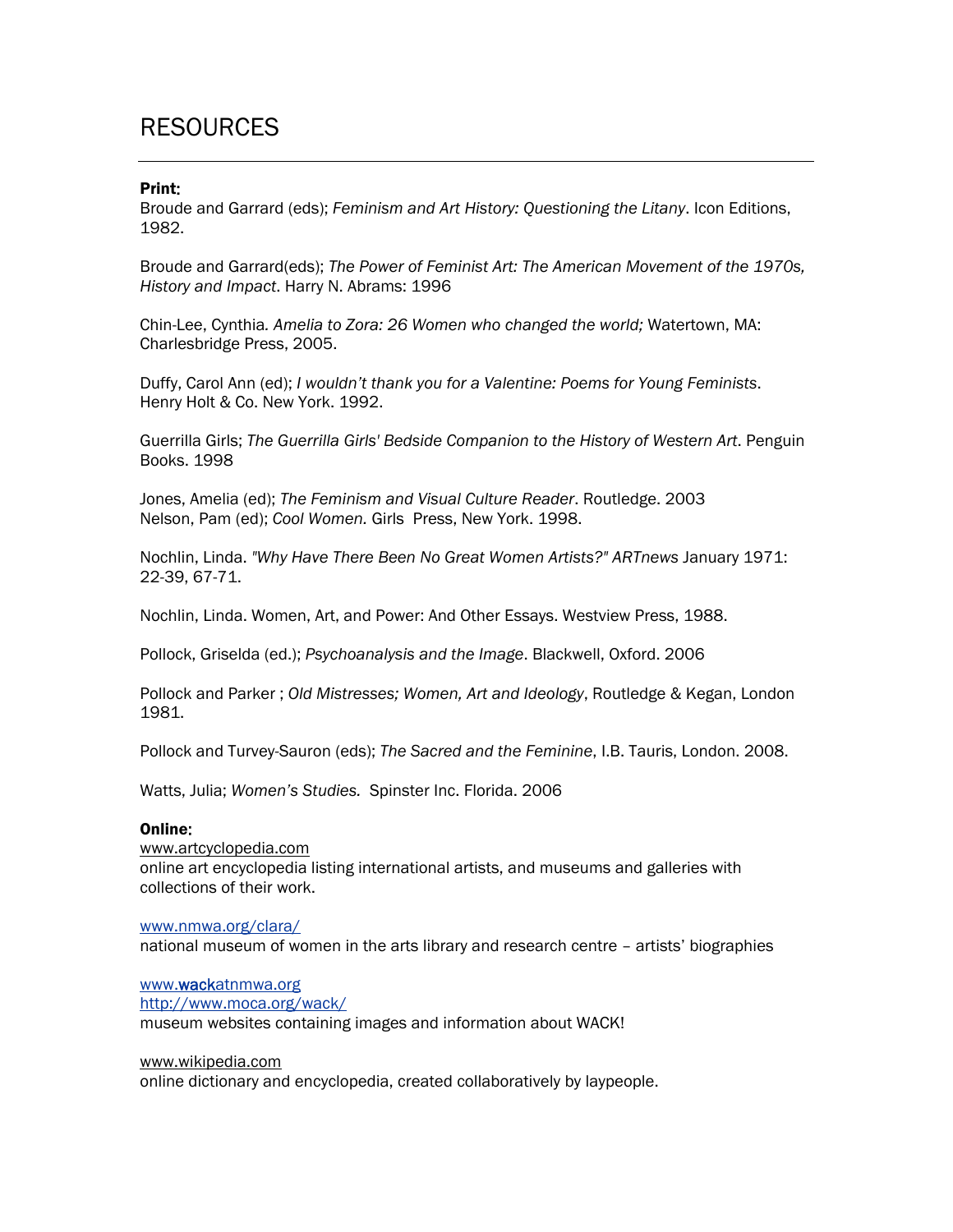# RESOURCES

**Print**:

Broude and Garrard (eds); *Feminism and Art History: Questioning the Litany*. Icon Editions, 1982.

Broude and Garrard(eds); *The Power of Feminist Art: The American Movement of the 1970s, History and Impact*. Harry N. Abrams: 1996

Chin-Lee, Cynthia. *Amelia to Zora: 26 Women who changed the world;* Watertown, MA: Charlesbridge Press, 2005.

Duffy, Carol Ann (ed); *I wouldn't thank you for a Valentine: Poems for Young Feminists*. Henry Holt & Co. New York. 1992.

Guerrilla Girls; *The Guerrilla Girls' Bedside Companion to the History of Western Art*. Penguin Books. 1998

Jones, Amelia (ed); *The Feminism and Visual Culture Reader*. Routledge. 2003
Nelson, Pam (ed); *Cool Women.* Girls Press, New York. 1998.

Nochlin, Linda. *"Why Have There Been No Great Women Artists?" ARTnews* January 1971: 22-39, 67-71.

Nochlin, Linda. Women, Art, and Power: And Other Essays. Westview Press, 1988.

Pollock, Griselda (ed.); *Psychoanalysis and the Image*. Blackwell, Oxford. 2006

Pollock and Parker ; *Old Mistresses; Women, Art and Ideology*, Routledge & Kegan, London 1981.

Pollock and Turvey-Sauron (eds); *The Sacred and the Feminine*, I.B. Tauris, London. 2008.

Watts, Julia; *Women's Studies.* Spinster Inc. Florida. 2006

**Online**:

www.artcyclopedia.com
online art encyclopedia listing international artists, and museums and galleries with collections of their work.

www.nmwa.org/clara/
national museum of women in the arts library and research centre – artists' biographies

www.wackatnmwa.org
http://www.moca.org/wack/
museum websites containing images and information about WACK!

www.wikipedia.com
online dictionary and encyclopedia, created collaboratively by laypeople.